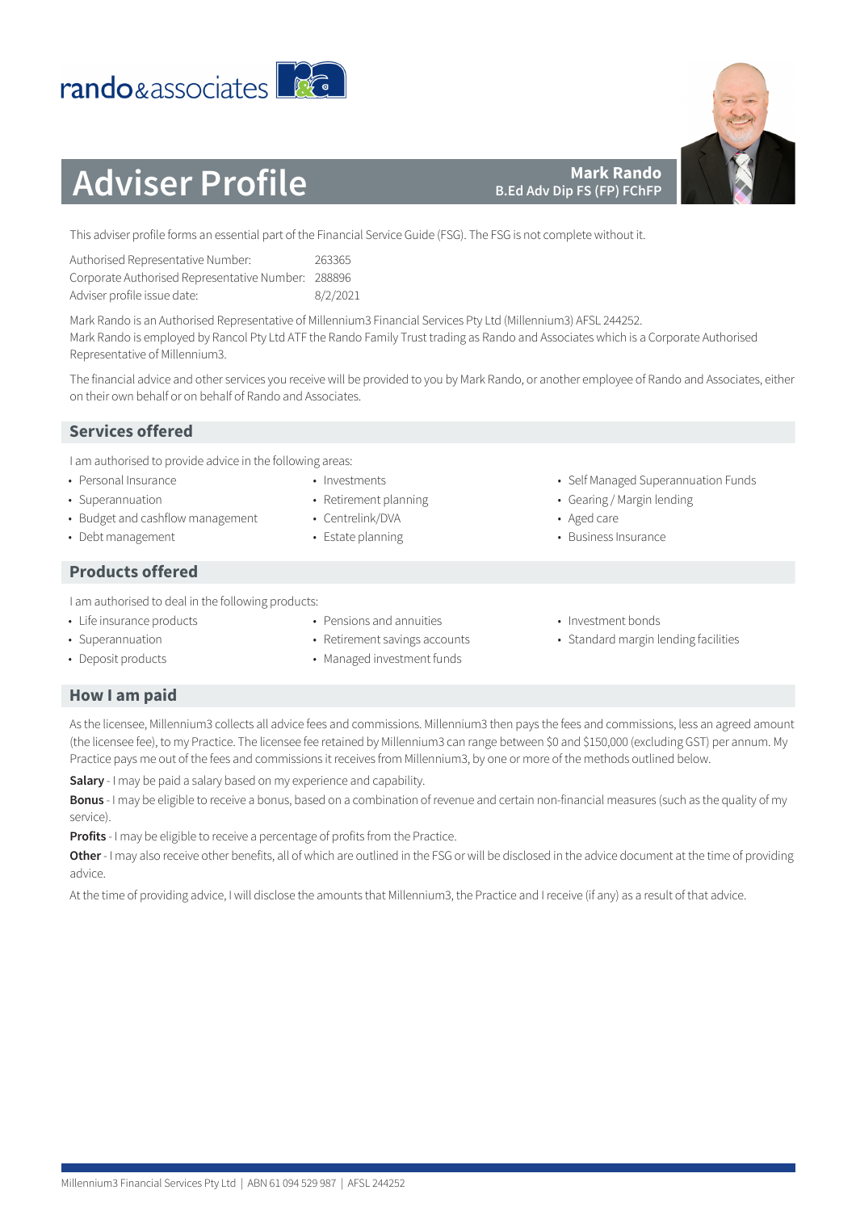rando&associates

# Adviser Profile

**Mark Rando**
**B.Ed Adv Dip FS (FP) FChFP**

This adviser profile forms an essential part of the Financial Service Guide (FSG). The FSG is not complete without it.

| | |
|---|---|
| Authorised Representative Number: | 263365 |
| Corporate Authorised Representative Number: | 288896 |
| Adviser profile issue date: | 8/2/2021 |

Mark Rando is an Authorised Representative of Millennium3 Financial Services Pty Ltd (Millennium3) AFSL 244252.
Mark Rando is employed by Rancol Pty Ltd ATF the Rando Family Trust trading as Rando and Associates which is a Corporate Authorised Representative of Millennium3.

The financial advice and other services you receive will be provided to you by Mark Rando, or another employee of Rando and Associates, either on their own behalf or on behalf of Rando and Associates.

## Services offered

I am authorised to provide advice in the following areas:

- Personal Insurance
- Superannuation
- Budget and cashflow management
- Debt management
- Investments
- Retirement planning
- Centrelink/DVA
- Estate planning
- Self Managed Superannuation Funds
- Gearing / Margin lending
- Aged care
- Business Insurance

## Products offered

I am authorised to deal in the following products:

- Life insurance products
- Superannuation
- Deposit products
- Pensions and annuities
- Retirement savings accounts
- Managed investment funds
- Investment bonds
- Standard margin lending facilities

## How I am paid

As the licensee, Millennium3 collects all advice fees and commissions. Millennium3 then pays the fees and commissions, less an agreed amount (the licensee fee), to my Practice. The licensee fee retained by Millennium3 can range between $0 and $150,000 (excluding GST) per annum. My Practice pays me out of the fees and commissions it receives from Millennium3, by one or more of the methods outlined below.

**Salary** - I may be paid a salary based on my experience and capability.

**Bonus** - I may be eligible to receive a bonus, based on a combination of revenue and certain non-financial measures (such as the quality of my service).

**Profits** - I may be eligible to receive a percentage of profits from the Practice.

**Other** - I may also receive other benefits, all of which are outlined in the FSG or will be disclosed in the advice document at the time of providing advice.

At the time of providing advice, I will disclose the amounts that Millennium3, the Practice and I receive (if any) as a result of that advice.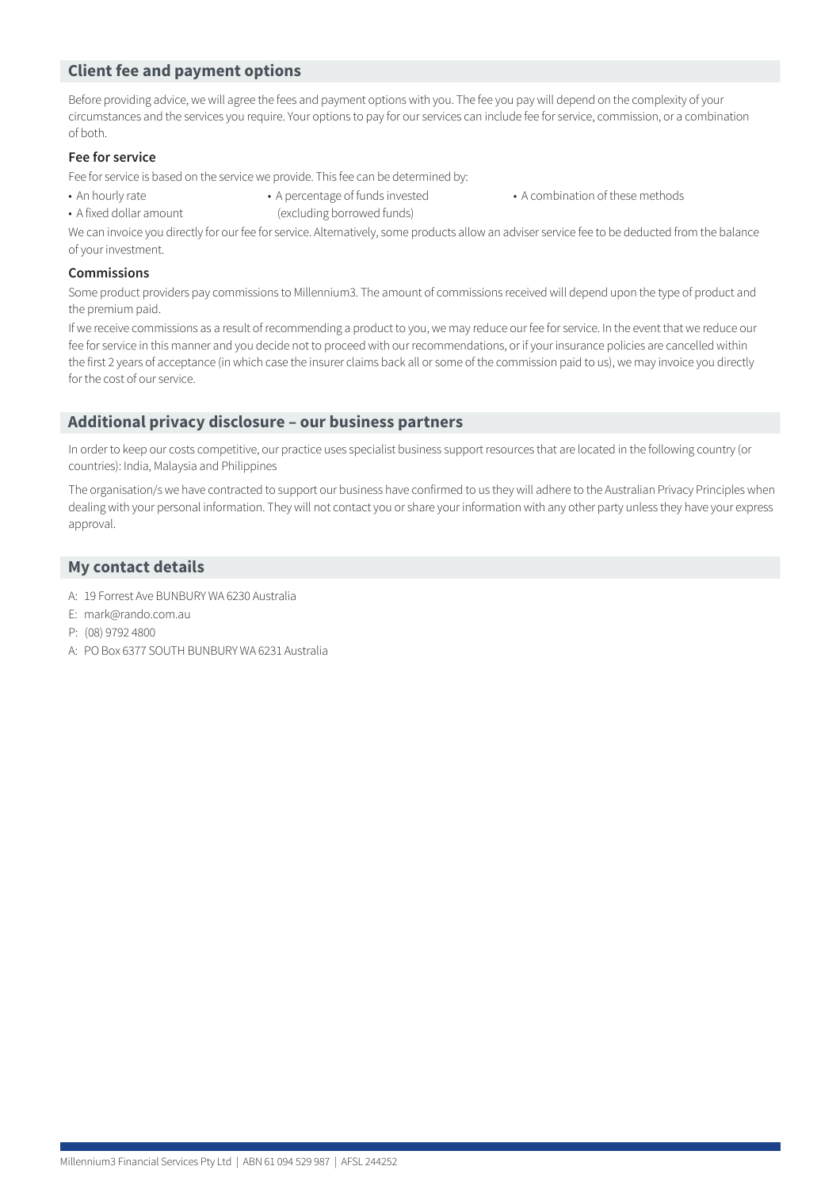## Client fee and payment options

Before providing advice, we will agree the fees and payment options with you. The fee you pay will depend on the complexity of your circumstances and the services you require. Your options to pay for our services can include fee for service, commission, or a combination of both.

### Fee for service

Fee for service is based on the service we provide. This fee can be determined by:

- An hourly rate
- A fixed dollar amount
- A percentage of funds invested (excluding borrowed funds)
- A combination of these methods

We can invoice you directly for our fee for service. Alternatively, some products allow an adviser service fee to be deducted from the balance of your investment.

### Commissions

Some product providers pay commissions to Millennium3. The amount of commissions received will depend upon the type of product and the premium paid.

If we receive commissions as a result of recommending a product to you, we may reduce our fee for service. In the event that we reduce our fee for service in this manner and you decide not to proceed with our recommendations, or if your insurance policies are cancelled within the first 2 years of acceptance (in which case the insurer claims back all or some of the commission paid to us), we may invoice you directly for the cost of our service.

## Additional privacy disclosure – our business partners

In order to keep our costs competitive, our practice uses specialist business support resources that are located in the following country (or countries): India, Malaysia and Philippines

The organisation/s we have contracted to support our business have confirmed to us they will adhere to the Australian Privacy Principles when dealing with your personal information. They will not contact you or share your information with any other party unless they have your express approval.

## My contact details

A: 19 Forrest Ave BUNBURY WA 6230 Australia
E: mark@rando.com.au
P: (08) 9792 4800
A: PO Box 6377 SOUTH BUNBURY WA 6231 Australia